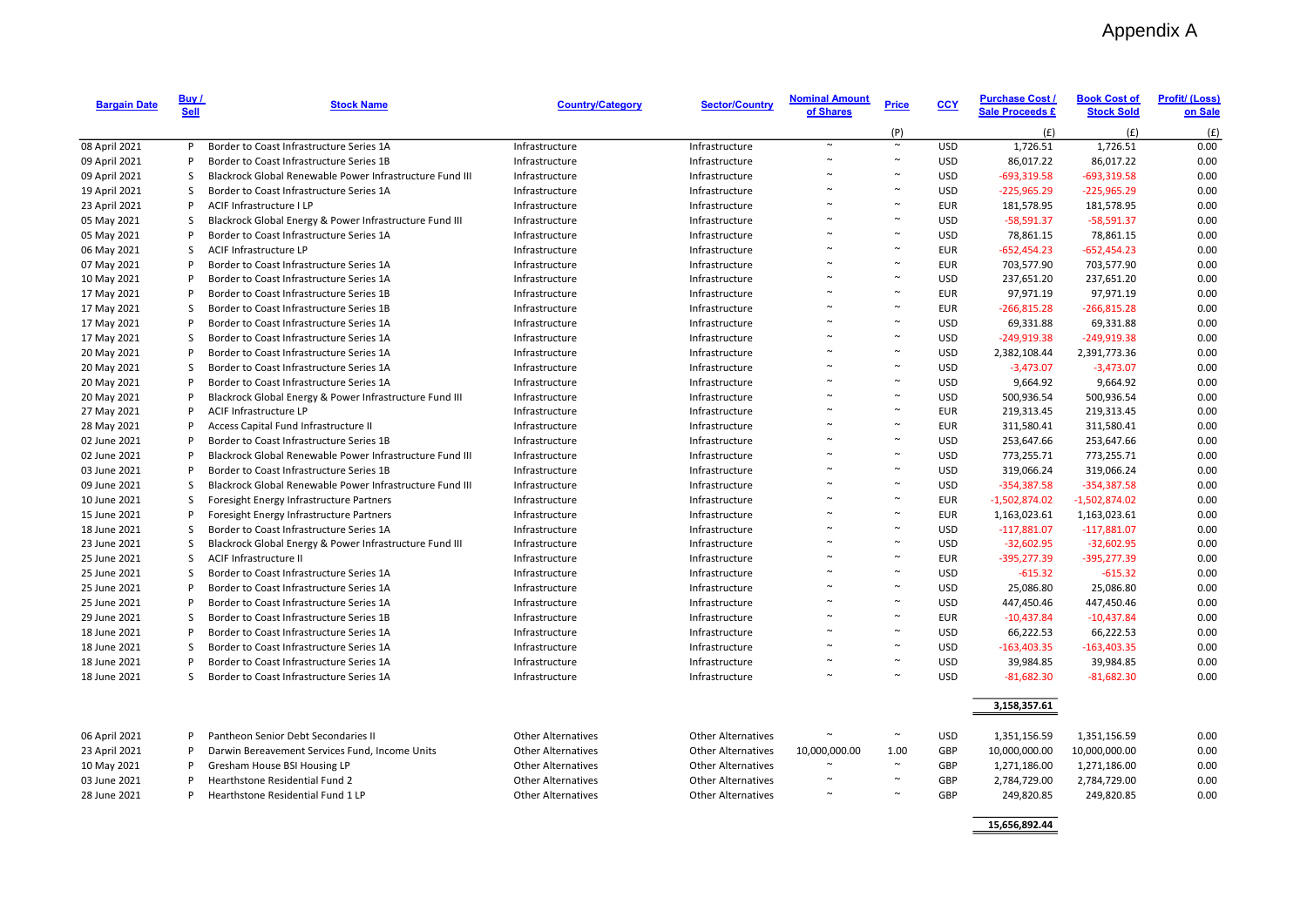# Appendix A

| Bargain Date | Buy / Sell | Stock Name | Country/Category | Sector/Country | Nominal Amount of Shares | Price | CCY | Purchase Cost / Sale Proceeds £ | Book Cost of Stock Sold | Profit/ (Loss) on Sale |
|---|---|---|---|---|---|---|---|---|---|---|
| | | | | | | (P) | | (£) | (£) | (£) |
| 08 April 2021 | P | Border to Coast Infrastructure Series 1A | Infrastructure | Infrastructure | ~ | ~ | USD | 1,726.51 | 1,726.51 | 0.00 |
| 09 April 2021 | P | Border to Coast Infrastructure Series 1B | Infrastructure | Infrastructure | ~ | ~ | USD | 86,017.22 | 86,017.22 | 0.00 |
| 09 April 2021 | S | Blackrock Global Renewable Power Infrastructure Fund III | Infrastructure | Infrastructure | ~ | ~ | USD | -693,319.58 | -693,319.58 | 0.00 |
| 19 April 2021 | S | Border to Coast Infrastructure Series 1A | Infrastructure | Infrastructure | ~ | ~ | USD | -225,965.29 | -225,965.29 | 0.00 |
| 23 April 2021 | P | ACIF Infrastructure I LP | Infrastructure | Infrastructure | ~ | ~ | EUR | 181,578.95 | 181,578.95 | 0.00 |
| 05 May 2021 | S | Blackrock Global Energy & Power Infrastructure Fund III | Infrastructure | Infrastructure | ~ | ~ | USD | -58,591.37 | -58,591.37 | 0.00 |
| 05 May 2021 | P | Border to Coast Infrastructure Series 1A | Infrastructure | Infrastructure | ~ | ~ | USD | 78,861.15 | 78,861.15 | 0.00 |
| 06 May 2021 | S | ACIF Infrastructure LP | Infrastructure | Infrastructure | ~ | ~ | EUR | -652,454.23 | -652,454.23 | 0.00 |
| 07 May 2021 | P | Border to Coast Infrastructure Series 1A | Infrastructure | Infrastructure | ~ | ~ | EUR | 703,577.90 | 703,577.90 | 0.00 |
| 10 May 2021 | P | Border to Coast Infrastructure Series 1A | Infrastructure | Infrastructure | ~ | ~ | USD | 237,651.20 | 237,651.20 | 0.00 |
| 17 May 2021 | P | Border to Coast Infrastructure Series 1B | Infrastructure | Infrastructure | ~ | ~ | EUR | 97,971.19 | 97,971.19 | 0.00 |
| 17 May 2021 | S | Border to Coast Infrastructure Series 1B | Infrastructure | Infrastructure | ~ | ~ | EUR | -266,815.28 | -266,815.28 | 0.00 |
| 17 May 2021 | P | Border to Coast Infrastructure Series 1A | Infrastructure | Infrastructure | ~ | ~ | USD | 69,331.88 | 69,331.88 | 0.00 |
| 17 May 2021 | S | Border to Coast Infrastructure Series 1A | Infrastructure | Infrastructure | ~ | ~ | USD | -249,919.38 | -249,919.38 | 0.00 |
| 20 May 2021 | P | Border to Coast Infrastructure Series 1A | Infrastructure | Infrastructure | ~ | ~ | USD | 2,382,108.44 | 2,391,773.36 | 0.00 |
| 20 May 2021 | S | Border to Coast Infrastructure Series 1A | Infrastructure | Infrastructure | ~ | ~ | USD | -3,473.07 | -3,473.07 | 0.00 |
| 20 May 2021 | P | Border to Coast Infrastructure Series 1A | Infrastructure | Infrastructure | ~ | ~ | USD | 9,664.92 | 9,664.92 | 0.00 |
| 20 May 2021 | P | Blackrock Global Energy & Power Infrastructure Fund III | Infrastructure | Infrastructure | ~ | ~ | USD | 500,936.54 | 500,936.54 | 0.00 |
| 27 May 2021 | P | ACIF Infrastructure LP | Infrastructure | Infrastructure | ~ | ~ | EUR | 219,313.45 | 219,313.45 | 0.00 |
| 28 May 2021 | P | Access Capital Fund Infrastructure II | Infrastructure | Infrastructure | ~ | ~ | EUR | 311,580.41 | 311,580.41 | 0.00 |
| 02 June 2021 | P | Border to Coast Infrastructure Series 1B | Infrastructure | Infrastructure | ~ | ~ | USD | 253,647.66 | 253,647.66 | 0.00 |
| 02 June 2021 | P | Blackrock Global Renewable Power Infrastructure Fund III | Infrastructure | Infrastructure | ~ | ~ | USD | 773,255.71 | 773,255.71 | 0.00 |
| 03 June 2021 | P | Border to Coast Infrastructure Series 1B | Infrastructure | Infrastructure | ~ | ~ | USD | 319,066.24 | 319,066.24 | 0.00 |
| 09 June 2021 | S | Blackrock Global Renewable Power Infrastructure Fund III | Infrastructure | Infrastructure | ~ | ~ | USD | -354,387.58 | -354,387.58 | 0.00 |
| 10 June 2021 | S | Foresight Energy Infrastructure Partners | Infrastructure | Infrastructure | ~ | ~ | EUR | -1,502,874.02 | -1,502,874.02 | 0.00 |
| 15 June 2021 | P | Foresight Energy Infrastructure Partners | Infrastructure | Infrastructure | ~ | ~ | EUR | 1,163,023.61 | 1,163,023.61 | 0.00 |
| 18 June 2021 | S | Border to Coast Infrastructure Series 1A | Infrastructure | Infrastructure | ~ | ~ | USD | -117,881.07 | -117,881.07 | 0.00 |
| 23 June 2021 | S | Blackrock Global Energy & Power Infrastructure Fund III | Infrastructure | Infrastructure | ~ | ~ | USD | -32,602.95 | -32,602.95 | 0.00 |
| 25 June 2021 | S | ACIF Infrastructure II | Infrastructure | Infrastructure | ~ | ~ | EUR | -395,277.39 | -395,277.39 | 0.00 |
| 25 June 2021 | S | Border to Coast Infrastructure Series 1A | Infrastructure | Infrastructure | ~ | ~ | USD | -615.32 | -615.32 | 0.00 |
| 25 June 2021 | P | Border to Coast Infrastructure Series 1A | Infrastructure | Infrastructure | ~ | ~ | USD | 25,086.80 | 25,086.80 | 0.00 |
| 25 June 2021 | P | Border to Coast Infrastructure Series 1A | Infrastructure | Infrastructure | ~ | ~ | USD | 447,450.46 | 447,450.46 | 0.00 |
| 29 June 2021 | S | Border to Coast Infrastructure Series 1B | Infrastructure | Infrastructure | ~ | ~ | EUR | -10,437.84 | -10,437.84 | 0.00 |
| 18 June 2021 | P | Border to Coast Infrastructure Series 1A | Infrastructure | Infrastructure | ~ | ~ | USD | 66,222.53 | 66,222.53 | 0.00 |
| 18 June 2021 | S | Border to Coast Infrastructure Series 1A | Infrastructure | Infrastructure | ~ | ~ | USD | -163,403.35 | -163,403.35 | 0.00 |
| 18 June 2021 | P | Border to Coast Infrastructure Series 1A | Infrastructure | Infrastructure | ~ | ~ | USD | 39,984.85 | 39,984.85 | 0.00 |
| 18 June 2021 | S | Border to Coast Infrastructure Series 1A | Infrastructure | Infrastructure | ~ | ~ | USD | -81,682.30 | -81,682.30 | 0.00 |
| | | | | | | | | **3,158,357.61** | | |
| 06 April 2021 | P | Pantheon Senior Debt Secondaries II | Other Alternatives | Other Alternatives | ~ | ~ | USD | 1,351,156.59 | 1,351,156.59 | 0.00 |
| 23 April 2021 | P | Darwin Bereavement Services Fund, Income Units | Other Alternatives | Other Alternatives | 10,000,000.00 | 1.00 | GBP | 10,000,000.00 | 10,000,000.00 | 0.00 |
| 10 May 2021 | P | Gresham House BSI Housing LP | Other Alternatives | Other Alternatives | ~ | ~ | GBP | 1,271,186.00 | 1,271,186.00 | 0.00 |
| 03 June 2021 | P | Hearthstone Residential Fund 2 | Other Alternatives | Other Alternatives | ~ | ~ | GBP | 2,784,729.00 | 2,784,729.00 | 0.00 |
| 28 June 2021 | P | Hearthstone Residential Fund 1 LP | Other Alternatives | Other Alternatives | ~ | ~ | GBP | 249,820.85 | 249,820.85 | 0.00 |
| | | | | | | | | **15,656,892.44** | | |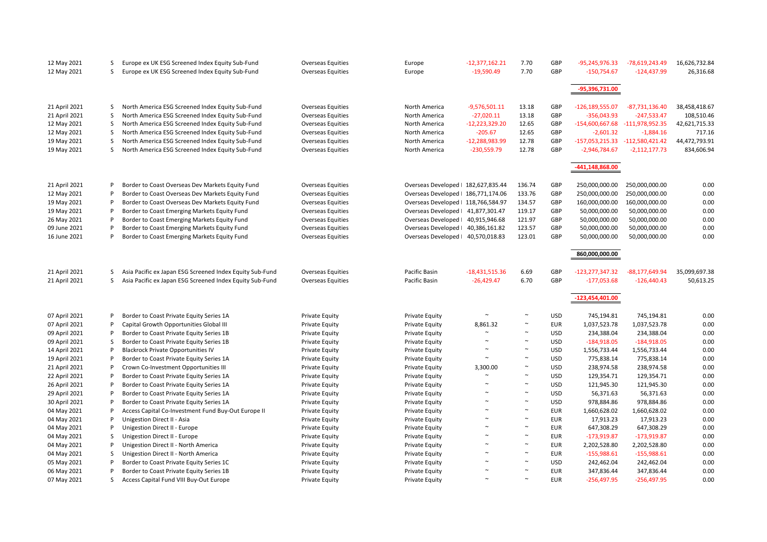| | | | | | | | | | | |
|---|---|---|---|---|---|---|---|---|---|---|
| 12 May 2021 | S | Europe ex UK ESG Screened Index Equity Sub-Fund | Overseas Equities | Europe | -12,377,162.21 | 7.70 | GBP | -95,245,976.33 | -78,619,243.49 | 16,626,732.84 |
| 12 May 2021 | S | Europe ex UK ESG Screened Index Equity Sub-Fund | Overseas Equities | Europe | -19,590.49 | 7.70 | GBP | -150,754.67 | -124,437.99 | 26,316.68 |
| | | | | | | | | **-95,396,731.00** | | |
| 21 April 2021 | S | North America ESG Screened Index Equity Sub-Fund | Overseas Equities | North America | -9,576,501.11 | 13.18 | GBP | -126,189,555.07 | -87,731,136.40 | 38,458,418.67 |
| 21 April 2021 | S | North America ESG Screened Index Equity Sub-Fund | Overseas Equities | North America | -27,020.11 | 13.18 | GBP | -356,043.93 | -247,533.47 | 108,510.46 |
| 12 May 2021 | S | North America ESG Screened Index Equity Sub-Fund | Overseas Equities | North America | -12,223,329.20 | 12.65 | GBP | -154,600,667.68 | -111,978,952.35 | 42,621,715.33 |
| 12 May 2021 | S | North America ESG Screened Index Equity Sub-Fund | Overseas Equities | North America | -205.67 | 12.65 | GBP | -2,601.32 | -1,884.16 | 717.16 |
| 19 May 2021 | S | North America ESG Screened Index Equity Sub-Fund | Overseas Equities | North America | -12,288,983.99 | 12.78 | GBP | -157,053,215.33 | -112,580,421.42 | 44,472,793.91 |
| 19 May 2021 | S | North America ESG Screened Index Equity Sub-Fund | Overseas Equities | North America | -230,559.79 | 12.78 | GBP | -2,946,784.67 | -2,112,177.73 | 834,606.94 |
| | | | | | | | | **-441,148,868.00** | | |
| 21 April 2021 | P | Border to Coast Overseas Dev Markets Equity Fund | Overseas Equities | Overseas Developed I | 182,627,835.44 | 136.74 | GBP | 250,000,000.00 | 250,000,000.00 | 0.00 |
| 12 May 2021 | P | Border to Coast Overseas Dev Markets Equity Fund | Overseas Equities | Overseas Developed I | 186,771,174.06 | 133.76 | GBP | 250,000,000.00 | 250,000,000.00 | 0.00 |
| 19 May 2021 | P | Border to Coast Overseas Dev Markets Equity Fund | Overseas Equities | Overseas Developed I | 118,766,584.97 | 134.57 | GBP | 160,000,000.00 | 160,000,000.00 | 0.00 |
| 19 May 2021 | P | Border to Coast Emerging Markets Equity Fund | Overseas Equities | Overseas Developed I | 41,877,301.47 | 119.17 | GBP | 50,000,000.00 | 50,000,000.00 | 0.00 |
| 26 May 2021 | P | Border to Coast Emerging Markets Equity Fund | Overseas Equities | Overseas Developed I | 40,915,946.68 | 121.97 | GBP | 50,000,000.00 | 50,000,000.00 | 0.00 |
| 09 June 2021 | P | Border to Coast Emerging Markets Equity Fund | Overseas Equities | Overseas Developed I | 40,386,161.82 | 123.57 | GBP | 50,000,000.00 | 50,000,000.00 | 0.00 |
| 16 June 2021 | P | Border to Coast Emerging Markets Equity Fund | Overseas Equities | Overseas Developed I | 40,570,018.83 | 123.01 | GBP | 50,000,000.00 | 50,000,000.00 | 0.00 |
| | | | | | | | | **860,000,000.00** | | |
| 21 April 2021 | S | Asia Pacific ex Japan ESG Screened Index Equity Sub-Fund | Overseas Equities | Pacific Basin | -18,431,515.36 | 6.69 | GBP | -123,277,347.32 | -88,177,649.94 | 35,099,697.38 |
| 21 April 2021 | S | Asia Pacific ex Japan ESG Screened Index Equity Sub-Fund | Overseas Equities | Pacific Basin | -26,429.47 | 6.70 | GBP | -177,053.68 | -126,440.43 | 50,613.25 |
| | | | | | | | | **-123,454,401.00** | | |
| 07 April 2021 | P | Border to Coast Private Equity Series 1A | Private Equity | Private Equity | ~ | ~ | USD | 745,194.81 | 745,194.81 | 0.00 |
| 07 April 2021 | P | Capital Growth Opportunities Global III | Private Equity | Private Equity | 8,861.32 | ~ | EUR | 1,037,523.78 | 1,037,523.78 | 0.00 |
| 09 April 2021 | P | Border to Coast Private Equity Series 1B | Private Equity | Private Equity | ~ | ~ | USD | 234,388.04 | 234,388.04 | 0.00 |
| 09 April 2021 | S | Border to Coast Private Equity Series 1B | Private Equity | Private Equity | ~ | ~ | USD | -184,918.05 | -184,918.05 | 0.00 |
| 14 April 2021 | P | Blackrock Private Opportunities IV | Private Equity | Private Equity | ~ | ~ | USD | 1,556,733.44 | 1,556,733.44 | 0.00 |
| 19 April 2021 | P | Border to Coast Private Equity Series 1A | Private Equity | Private Equity | ~ | ~ | USD | 775,838.14 | 775,838.14 | 0.00 |
| 21 April 2021 | P | Crown Co-Investment Opportunities III | Private Equity | Private Equity | 3,300.00 | ~ | USD | 238,974.58 | 238,974.58 | 0.00 |
| 22 April 2021 | P | Border to Coast Private Equity Series 1A | Private Equity | Private Equity | ~ | ~ | USD | 129,354.71 | 129,354.71 | 0.00 |
| 26 April 2021 | P | Border to Coast Private Equity Series 1A | Private Equity | Private Equity | ~ | ~ | USD | 121,945.30 | 121,945.30 | 0.00 |
| 29 April 2021 | P | Border to Coast Private Equity Series 1A | Private Equity | Private Equity | ~ | ~ | USD | 56,371.63 | 56,371.63 | 0.00 |
| 30 April 2021 | P | Border to Coast Private Equity Series 1A | Private Equity | Private Equity | ~ | ~ | USD | 978,884.86 | 978,884.86 | 0.00 |
| 04 May 2021 | P | Access Capital Co-Investment Fund Buy-Out Europe II | Private Equity | Private Equity | ~ | ~ | EUR | 1,660,628.02 | 1,660,628.02 | 0.00 |
| 04 May 2021 | P | Unigestion Direct II - Asia | Private Equity | Private Equity | ~ | ~ | EUR | 17,913.23 | 17,913.23 | 0.00 |
| 04 May 2021 | P | Unigestion Direct II - Europe | Private Equity | Private Equity | ~ | ~ | EUR | 647,308.29 | 647,308.29 | 0.00 |
| 04 May 2021 | S | Unigestion Direct II - Europe | Private Equity | Private Equity | ~ | ~ | EUR | -173,919.87 | -173,919.87 | 0.00 |
| 04 May 2021 | P | Unigestion Direct II - North America | Private Equity | Private Equity | ~ | ~ | EUR | 2,202,528.80 | 2,202,528.80 | 0.00 |
| 04 May 2021 | S | Unigestion Direct II - North America | Private Equity | Private Equity | ~ | ~ | EUR | -155,988.61 | -155,988.61 | 0.00 |
| 05 May 2021 | P | Border to Coast Private Equity Series 1C | Private Equity | Private Equity | ~ | ~ | USD | 242,462.04 | 242,462.04 | 0.00 |
| 06 May 2021 | P | Border to Coast Private Equity Series 1B | Private Equity | Private Equity | ~ | ~ | EUR | 347,836.44 | 347,836.44 | 0.00 |
| 07 May 2021 | S | Access Capital Fund VIII Buy-Out Europe | Private Equity | Private Equity | ~ | ~ | EUR | -256,497.95 | -256,497.95 | 0.00 |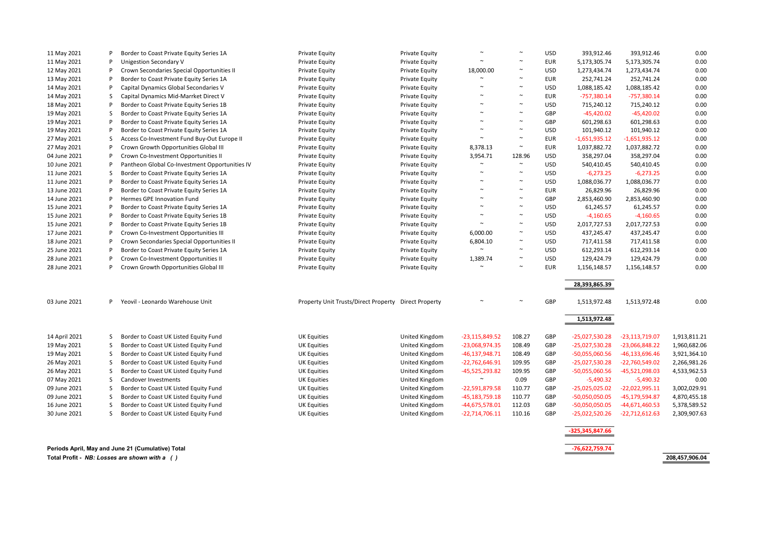| | | | | | | | | | | | |
|---|---|---|---|---|---|---|---|---|---|---|---|
| 11 May 2021 | P | Border to Coast Private Equity Series 1A | Private Equity | Private Equity | ~ | ~ | USD | 393,912.46 | 393,912.46 | 0.00 |
| 11 May 2021 | P | Unigestion Secondary V | Private Equity | Private Equity | ~ | ~ | EUR | 5,173,305.74 | 5,173,305.74 | 0.00 |
| 12 May 2021 | P | Crown Secondaries Special Opportunities II | Private Equity | Private Equity | 18,000.00 | ~ | USD | 1,273,434.74 | 1,273,434.74 | 0.00 |
| 13 May 2021 | P | Border to Coast Private Equity Series 1A | Private Equity | Private Equity | ~ | ~ | EUR | 252,741.24 | 252,741.24 | 0.00 |
| 14 May 2021 | P | Capital Dynamics Global Secondaries V | Private Equity | Private Equity | ~ | ~ | USD | 1,088,185.42 | 1,088,185.42 | 0.00 |
| 14 May 2021 | S | Capital Dynamics Mid-Marrket Direct V | Private Equity | Private Equity | ~ | ~ | EUR | -757,380.14 | -757,380.14 | 0.00 |
| 18 May 2021 | P | Border to Coast Private Equity Series 1B | Private Equity | Private Equity | ~ | ~ | USD | 715,240.12 | 715,240.12 | 0.00 |
| 19 May 2021 | S | Border to Coast Private Equity Series 1A | Private Equity | Private Equity | ~ | ~ | GBP | -45,420.02 | -45,420.02 | 0.00 |
| 19 May 2021 | P | Border to Coast Private Equity Series 1A | Private Equity | Private Equity | ~ | ~ | GBP | 601,298.63 | 601,298.63 | 0.00 |
| 19 May 2021 | P | Border to Coast Private Equity Series 1A | Private Equity | Private Equity | ~ | ~ | USD | 101,940.12 | 101,940.12 | 0.00 |
| 27 May 2021 | S | Access Co-Investment Fund Buy-Out Europe II | Private Equity | Private Equity | ~ | ~ | EUR | -1,651,935.12 | -1,651,935.12 | 0.00 |
| 27 May 2021 | P | Crown Growth Opportunities Global III | Private Equity | Private Equity | 8,378.13 | ~ | EUR | 1,037,882.72 | 1,037,882.72 | 0.00 |
| 04 June 2021 | P | Crown Co-Investment Opportunities II | Private Equity | Private Equity | 3,954.71 | 128.96 | USD | 358,297.04 | 358,297.04 | 0.00 |
| 10 June 2021 | P | Pantheon Global Co-Investment Opportunities IV | Private Equity | Private Equity | ~ | ~ | USD | 540,410.45 | 540,410.45 | 0.00 |
| 11 June 2021 | S | Border to Coast Private Equity Series 1A | Private Equity | Private Equity | ~ | ~ | USD | -6,273.25 | -6,273.25 | 0.00 |
| 11 June 2021 | P | Border to Coast Private Equity Series 1A | Private Equity | Private Equity | ~ | ~ | USD | 1,088,036.77 | 1,088,036.77 | 0.00 |
| 13 June 2021 | P | Border to Coast Private Equity Series 1A | Private Equity | Private Equity | ~ | ~ | EUR | 26,829.96 | 26,829.96 | 0.00 |
| 14 June 2021 | P | Hermes GPE Innovation Fund | Private Equity | Private Equity | ~ | ~ | GBP | 2,853,460.90 | 2,853,460.90 | 0.00 |
| 15 June 2021 | P | Border to Coast Private Equity Series 1A | Private Equity | Private Equity | ~ | ~ | USD | 61,245.57 | 61,245.57 | 0.00 |
| 15 June 2021 | P | Border to Coast Private Equity Series 1B | Private Equity | Private Equity | ~ | ~ | USD | -4,160.65 | -4,160.65 | 0.00 |
| 15 June 2021 | P | Border to Coast Private Equity Series 1B | Private Equity | Private Equity | ~ | ~ | USD | 2,017,727.53 | 2,017,727.53 | 0.00 |
| 17 June 2021 | P | Crown Co-Investment Opportunities III | Private Equity | Private Equity | 6,000.00 | ~ | USD | 437,245.47 | 437,245.47 | 0.00 |
| 18 June 2021 | P | Crown Secondaries Special Opportunities II | Private Equity | Private Equity | 6,804.10 | ~ | USD | 717,411.58 | 717,411.58 | 0.00 |
| 25 June 2021 | P | Border to Coast Private Equity Series 1A | Private Equity | Private Equity | ~ | ~ | USD | 612,293.14 | 612,293.14 | 0.00 |
| 28 June 2021 | P | Crown Co-Investment Opportunities II | Private Equity | Private Equity | 1,389.74 | ~ | USD | 129,424.79 | 129,424.79 | 0.00 |
| 28 June 2021 | P | Crown Growth Opportunities Global III | Private Equity | Private Equity | ~ | ~ | EUR | 1,156,148.57 | 1,156,148.57 | 0.00 |
| | | | | | | | | **28,393,865.39** | | |
| 03 June 2021 | P | Yeovil - Leonardo Warehouse Unit | Property Unit Trusts/Direct Property | Direct Property | ~ | ~ | GBP | 1,513,972.48 | 1,513,972.48 | 0.00 |
| | | | | | | | | **1,513,972.48** | | |
| 14 April 2021 | S | Border to Coast UK Listed Equity Fund | UK Equities | United Kingdom | -23,115,849.52 | 108.27 | GBP | -25,027,530.28 | -23,113,719.07 | 1,913,811.21 |
| 19 May 2021 | S | Border to Coast UK Listed Equity Fund | UK Equities | United Kingdom | -23,068,974.35 | 108.49 | GBP | -25,027,530.28 | -23,066,848.22 | 1,960,682.06 |
| 19 May 2021 | S | Border to Coast UK Listed Equity Fund | UK Equities | United Kingdom | -46,137,948.71 | 108.49 | GBP | -50,055,060.56 | -46,133,696.46 | 3,921,364.10 |
| 26 May 2021 | S | Border to Coast UK Listed Equity Fund | UK Equities | United Kingdom | -22,762,646.91 | 109.95 | GBP | -25,027,530.28 | -22,760,549.02 | 2,266,981.26 |
| 26 May 2021 | S | Border to Coast UK Listed Equity Fund | UK Equities | United Kingdom | -45,525,293.82 | 109.95 | GBP | -50,055,060.56 | -45,521,098.03 | 4,533,962.53 |
| 07 May 2021 | S | Candover Investments | UK Equities | United Kingdom | ~ | 0.09 | GBP | -5,490.32 | -5,490.32 | 0.00 |
| 09 June 2021 | S | Border to Coast UK Listed Equity Fund | UK Equities | United Kingdom | -22,591,879.58 | 110.77 | GBP | -25,025,025.02 | -22,022,995.11 | 3,002,029.91 |
| 09 June 2021 | S | Border to Coast UK Listed Equity Fund | UK Equities | United Kingdom | -45,183,759.18 | 110.77 | GBP | -50,050,050.05 | -45,179,594.87 | 4,870,455.18 |
| 16 June 2021 | S | Border to Coast UK Listed Equity Fund | UK Equities | United Kingdom | -44,675,578.01 | 112.03 | GBP | -50,050,050.05 | -44,671,460.53 | 5,378,589.52 |
| 30 June 2021 | S | Border to Coast UK Listed Equity Fund | UK Equities | United Kingdom | -22,714,706.11 | 110.16 | GBP | -25,022,520.26 | -22,712,612.63 | 2,309,907.63 |
| | | | | | | | | **-325,345,847.66** | | |
| **Periods April, May and June 21 (Cumulative) Total** | | | | | | | | **-76,622,759.74** | | |
| **Total Profit -** ***NB: Losses are shown with a ( )*** | | | | | | | | | | **208,457,906.04** |